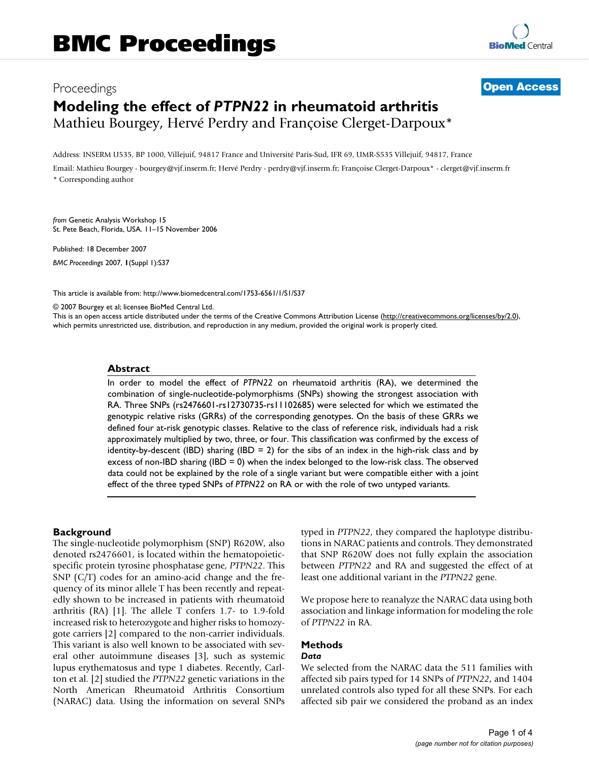# BMC Proceedings

Proceedings

**Open Access**

# Modeling the effect of *PTPN22* in rheumatoid arthritis

Mathieu Bourgey, Hervé Perdry and Françoise Clerget-Darpoux*

Address: INSERM U535, BP 1000, Villejuif, 94817 France and Université Paris-Sud, IFR 69, UMR-S535 Villejuif, 94817, France

Email: Mathieu Bourgey - bourgey@vjf.inserm.fr; Hervé Perdry - perdry@vjf.inserm.fr; Françoise Clerget-Darpoux* - clerget@vjf.inserm.fr

* Corresponding author

*from* Genetic Analysis Workshop 15
St. Pete Beach, Florida, USA. 11–15 November 2006

Published: 18 December 2007

*BMC Proceedings* 2007, **1**(Suppl 1):S37

This article is available from: http://www.biomedcentral.com/1753-6561/1/S1/S37

© 2007 Bourgey et al; licensee BioMed Central Ltd.
This is an open access article distributed under the terms of the Creative Commons Attribution License (http://creativecommons.org/licenses/by/2.0), which permits unrestricted use, distribution, and reproduction in any medium, provided the original work is properly cited.

## Abstract

In order to model the effect of *PTPN22* on rheumatoid arthritis (RA), we determined the combination of single-nucleotide-polymorphisms (SNPs) showing the strongest association with RA. Three SNPs (rs2476601-rs12730735-rs11102685) were selected for which we estimated the genotypic relative risks (GRRs) of the corresponding genotypes. On the basis of these GRRs we defined four at-risk genotypic classes. Relative to the class of reference risk, individuals had a risk approximately multiplied by two, three, or four. This classification was confirmed by the excess of identity-by-descent (IBD) sharing (IBD = 2) for the sibs of an index in the high-risk class and by excess of non-IBD sharing (IBD = 0) when the index belonged to the low-risk class. The observed data could not be explained by the role of a single variant but were compatible either with a joint effect of the three typed SNPs of *PTPN22* on RA or with the role of two untyped variants.

## Background

The single-nucleotide polymorphism (SNP) R620W, also denoted rs2476601, is located within the hematopoietic-specific protein tyrosine phosphatase gene, *PTPN22*. This SNP (C/T) codes for an amino-acid change and the frequency of its minor allele T has been recently and repeatedly shown to be increased in patients with rheumatoid arthritis (RA) [1]. The allele T confers 1.7- to 1.9-fold increased risk to heterozygote and higher risks to homozygote carriers [2] compared to the non-carrier individuals. This variant is also well known to be associated with several other autoimmune diseases [3], such as systemic lupus erythematosus and type 1 diabetes. Recently, Carlton et al. [2] studied the *PTPN22* genetic variations in the North American Rheumatoid Arthritis Consortium (NARAC) data. Using the information on several SNPs typed in *PTPN22*, they compared the haplotype distributions in NARAC patients and controls. They demonstrated that SNP R620W does not fully explain the association between *PTPN22* and RA and suggested the effect of at least one additional variant in the *PTPN22* gene.

We propose here to reanalyze the NARAC data using both association and linkage information for modeling the role of *PTPN22* in RA.

## Methods

### *Data*

We selected from the NARAC data the 511 families with affected sib pairs typed for 14 SNPs of *PTPN22*, and 1404 unrelated controls also typed for all these SNPs. For each affected sib pair we considered the proband as an index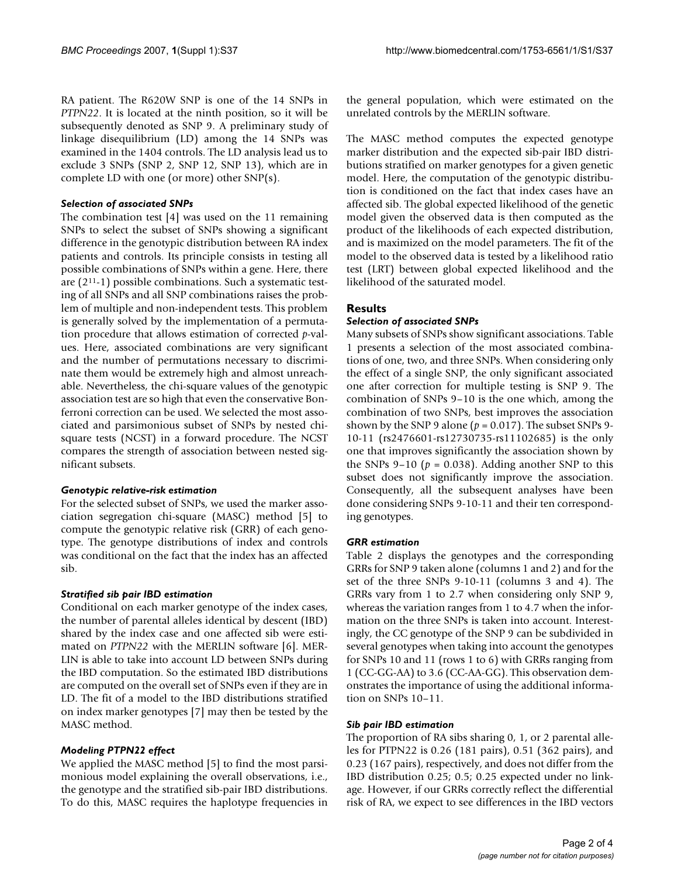RA patient. The R620W SNP is one of the 14 SNPs in *PTPN22*. It is located at the ninth position, so it will be subsequently denoted as SNP 9. A preliminary study of linkage disequilibrium (LD) among the 14 SNPs was examined in the 1404 controls. The LD analysis lead us to exclude 3 SNPs (SNP 2, SNP 12, SNP 13), which are in complete LD with one (or more) other SNP(s).

### *Selection of associated SNPs*

The combination test [4] was used on the 11 remaining SNPs to select the subset of SNPs showing a significant difference in the genotypic distribution between RA index patients and controls. Its principle consists in testing all possible combinations of SNPs within a gene. Here, there are ($2^{11}$-1) possible combinations. Such a systematic testing of all SNPs and all SNP combinations raises the problem of multiple and non-independent tests. This problem is generally solved by the implementation of a permutation procedure that allows estimation of corrected *p*-values. Here, associated combinations are very significant and the number of permutations necessary to discriminate them would be extremely high and almost unreachable. Nevertheless, the chi-square values of the genotypic association test are so high that even the conservative Bonferroni correction can be used. We selected the most associated and parsimonious subset of SNPs by nested chi-square tests (NCST) in a forward procedure. The NCST compares the strength of association between nested significant subsets.

### *Genotypic relative-risk estimation*

For the selected subset of SNPs, we used the marker association segregation chi-square (MASC) method [5] to compute the genotypic relative risk (GRR) of each genotype. The genotype distributions of index and controls was conditional on the fact that the index has an affected sib.

### *Stratified sib pair IBD estimation*

Conditional on each marker genotype of the index cases, the number of parental alleles identical by descent (IBD) shared by the index case and one affected sib were estimated on *PTPN22* with the MERLIN software [6]. MERLIN is able to take into account LD between SNPs during the IBD computation. So the estimated IBD distributions are computed on the overall set of SNPs even if they are in LD. The fit of a model to the IBD distributions stratified on index marker genotypes [7] may then be tested by the MASC method.

### *Modeling PTPN22 effect*

We applied the MASC method [5] to find the most parsimonious model explaining the overall observations, i.e., the genotype and the stratified sib-pair IBD distributions. To do this, MASC requires the haplotype frequencies in the general population, which were estimated on the unrelated controls by the MERLIN software.

The MASC method computes the expected genotype marker distribution and the expected sib-pair IBD distributions stratified on marker genotypes for a given genetic model. Here, the computation of the genotypic distribution is conditioned on the fact that index cases have an affected sib. The global expected likelihood of the genetic model given the observed data is then computed as the product of the likelihoods of each expected distribution, and is maximized on the model parameters. The fit of the model to the observed data is tested by a likelihood ratio test (LRT) between global expected likelihood and the likelihood of the saturated model.

## Results

### *Selection of associated SNPs*

Many subsets of SNPs show significant associations. Table 1 presents a selection of the most associated combinations of one, two, and three SNPs. When considering only the effect of a single SNP, the only significant associated one after correction for multiple testing is SNP 9. The combination of SNPs 9–10 is the one which, among the combination of two SNPs, best improves the association shown by the SNP 9 alone ($p = 0.017$). The subset SNPs 9-10-11 (rs2476601-rs12730735-rs11102685) is the only one that improves significantly the association shown by the SNPs 9–10 ($p = 0.038$). Adding another SNP to this subset does not significantly improve the association. Consequently, all the subsequent analyses have been done considering SNPs 9-10-11 and their ten corresponding genotypes.

### *GRR estimation*

Table 2 displays the genotypes and the corresponding GRRs for SNP 9 taken alone (columns 1 and 2) and for the set of the three SNPs 9-10-11 (columns 3 and 4). The GRRs vary from 1 to 2.7 when considering only SNP 9, whereas the variation ranges from 1 to 4.7 when the information on the three SNPs is taken into account. Interestingly, the CC genotype of the SNP 9 can be subdivided in several genotypes when taking into account the genotypes for SNPs 10 and 11 (rows 1 to 6) with GRRs ranging from 1 (CC-GG-AA) to 3.6 (CC-AA-GG). This observation demonstrates the importance of using the additional information on SNPs 10–11.

### *Sib pair IBD estimation*

The proportion of RA sibs sharing 0, 1, or 2 parental alleles for PTPN22 is 0.26 (181 pairs), 0.51 (362 pairs), and 0.23 (167 pairs), respectively, and does not differ from the IBD distribution 0.25; 0.5; 0.25 expected under no linkage. However, if our GRRs correctly reflect the differential risk of RA, we expect to see differences in the IBD vectors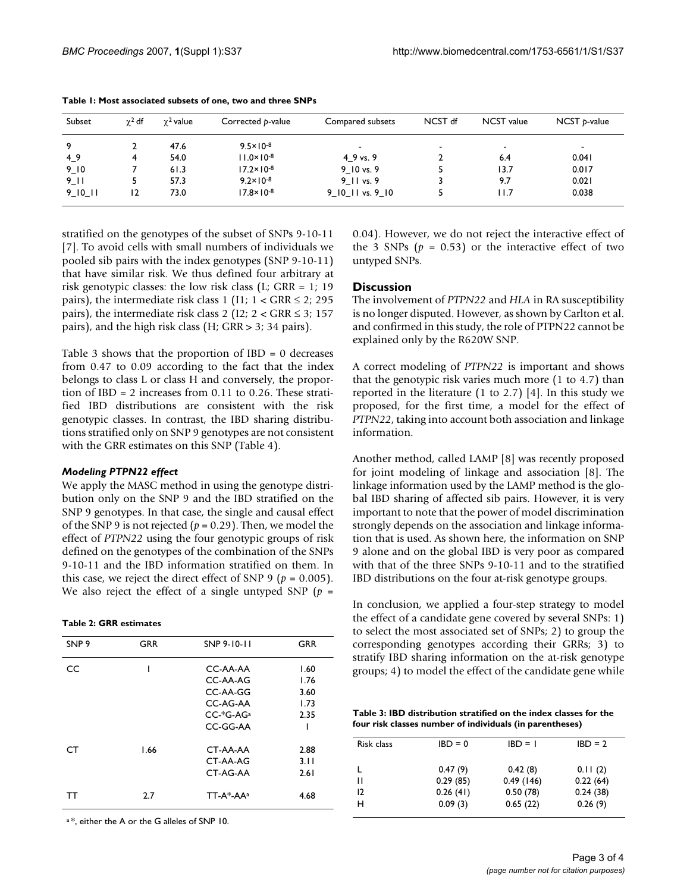**Table 1: Most associated subsets of one, two and three SNPs**

| Subset | $\chi^2$ df | $\chi^2$ value | Corrected *p*-value | Compared subsets | NCST df | NCST value | NCST *p*-value |
|---|---|---|---|---|---|---|---|
| 9 | 2 | 47.6 | $9.5 \times 10^{-8}$ | - | - | - | - |
| 4_9 | 4 | 54.0 | $11.0 \times 10^{-8}$ | 4_9 vs. 9 | 2 | 6.4 | 0.041 |
| 9_10 | 7 | 61.3 | $17.2 \times 10^{-8}$ | 9_10 vs. 9 | 5 | 13.7 | 0.017 |
| 9_11 | 5 | 57.3 | $9.2 \times 10^{-8}$ | 9_11 vs. 9 | 3 | 9.7 | 0.021 |
| 9_10_11 | 12 | 73.0 | $17.8 \times 10^{-8}$ | 9_10_11 vs. 9_10 | 5 | 11.7 | 0.038 |

stratified on the genotypes of the subset of SNPs 9-10-11 [7]. To avoid cells with small numbers of individuals we pooled sib pairs with the index genotypes (SNP 9-10-11) that have similar risk. We thus defined four arbitrary at risk genotypic classes: the low risk class (L; GRR = 1; 19 pairs), the intermediate risk class 1 (I1; 1 < GRR ≤ 2; 295 pairs), the intermediate risk class 2 (I2; 2 < GRR ≤ 3; 157 pairs), and the high risk class (H; GRR > 3; 34 pairs).

Table 3 shows that the proportion of IBD = 0 decreases from 0.47 to 0.09 according to the fact that the index belongs to class L or class H and conversely, the proportion of IBD = 2 increases from 0.11 to 0.26. These stratified IBD distributions are consistent with the risk genotypic classes. In contrast, the IBD sharing distributions stratified only on SNP 9 genotypes are not consistent with the GRR estimates on this SNP (Table 4).

### *Modeling PTPN22 effect*

We apply the MASC method in using the genotype distribution only on the SNP 9 and the IBD stratified on the SNP 9 genotypes. In that case, the single and causal effect of the SNP 9 is not rejected ($p = 0.29$). Then, we model the effect of *PTPN22* using the four genotypic groups of risk defined on the genotypes of the combination of the SNPs 9-10-11 and the IBD information stratified on them. In this case, we reject the direct effect of SNP 9 ($p = 0.005$). We also reject the effect of a single untyped SNP ($p = 0.04$). However, we do not reject the interactive effect of the 3 SNPs ($p = 0.53$) or the interactive effect of two untyped SNPs.

**Table 2: GRR estimates**

| SNP 9 | GRR | SNP 9-10-11 | GRR |
|---|---|---|---|
| CC | 1 | CC-AA-AA | 1.60 |
| | | CC-AA-AG | 1.76 |
| | | CC-AA-GG | 3.60 |
| | | CC-AG-AA | 1.73 |
| | | CC-*G-AG[a] | 2.35 |
| | | CC-GG-AA | 1 |
| CT | 1.66 | CT-AA-AA | 2.88 |
| | | CT-AA-AG | 3.11 |
| | | CT-AG-AA | 2.61 |
| TT | 2.7 | TT-A*-AA[a] | 4.68 |

[a] *, either the A or the G alleles of SNP 10.

## Discussion

The involvement of *PTPN22* and *HLA* in RA susceptibility is no longer disputed. However, as shown by Carlton et al. and confirmed in this study, the role of PTPN22 cannot be explained only by the R620W SNP.

A correct modeling of *PTPN22* is important and shows that the genotypic risk varies much more (1 to 4.7) than reported in the literature (1 to 2.7) [4]. In this study we proposed, for the first time, a model for the effect of *PTPN22*, taking into account both association and linkage information.

Another method, called LAMP [8] was recently proposed for joint modeling of linkage and association [8]. The linkage information used by the LAMP method is the global IBD sharing of affected sib pairs. However, it is very important to note that the power of model discrimination strongly depends on the association and linkage information that is used. As shown here, the information on SNP 9 alone and on the global IBD is very poor as compared with that of the three SNPs 9-10-11 and to the stratified IBD distributions on the four at-risk genotype groups.

In conclusion, we applied a four-step strategy to model the effect of a candidate gene covered by several SNPs: 1) to select the most associated set of SNPs; 2) to group the corresponding genotypes according their GRRs; 3) to stratify IBD sharing information on the at-risk genotype groups; 4) to model the effect of the candidate gene while

**Table 3: IBD distribution stratified on the index classes for the four risk classes number of individuals (in parentheses)**

| Risk class | IBD = 0 | IBD = 1 | IBD = 2 |
|---|---|---|---|
| L | 0.47 (9) | 0.42 (8) | 0.11 (2) |
| I1 | 0.29 (85) | 0.49 (146) | 0.22 (64) |
| I2 | 0.26 (41) | 0.50 (78) | 0.24 (38) |
| H | 0.09 (3) | 0.65 (22) | 0.26 (9) |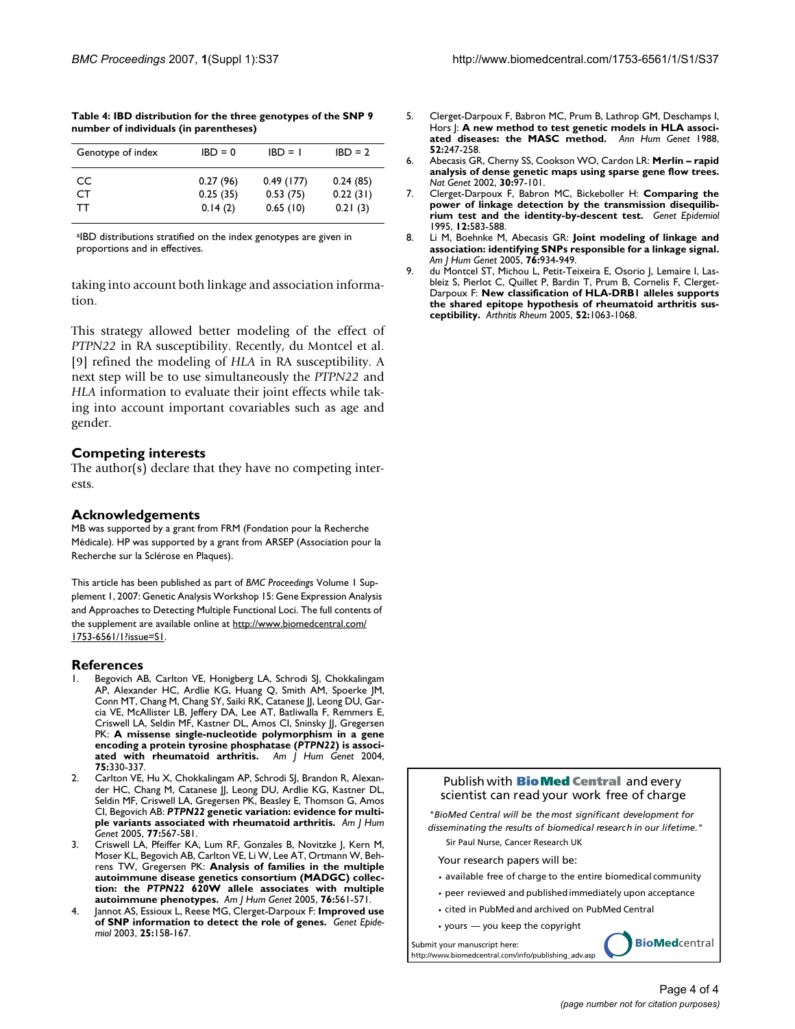**Table 4: IBD distribution for the three genotypes of the SNP 9 number of individuals (in parentheses)**

| Genotype of index | IBD = 0 | IBD = 1 | IBD = 2 |
| --- | --- | --- | --- |
| CC | 0.27 (96) | 0.49 (177) | 0.24 (85) |
| CT | 0.25 (35) | 0.53 (75) | 0.22 (31) |
| TT | 0.14 (2) | 0.65 (10) | 0.21 (3) |

[a]IBD distributions stratified on the index genotypes are given in proportions and in effectives.

taking into account both linkage and association information.

This strategy allowed better modeling of the effect of *PTPN22* in RA susceptibility. Recently, du Montcel et al. [9] refined the modeling of *HLA* in RA susceptibility. A next step will be to use simultaneously the *PTPN22* and *HLA* information to evaluate their joint effects while taking into account important covariables such as age and gender.

## Competing interests

The author(s) declare that they have no competing interests.

## Acknowledgements

MB was supported by a grant from FRM (Fondation pour la Recherche Médicale). HP was supported by a grant from ARSEP (Association pour la Recherche sur la Sclérose en Plaques).

This article has been published as part of *BMC Proceedings* Volume 1 Supplement 1, 2007: Genetic Analysis Workshop 15: Gene Expression Analysis and Approaches to Detecting Multiple Functional Loci. The full contents of the supplement are available online at http://www.biomedcentral.com/1753-6561/1?issue=S1.

## References

1. Begovich AB, Carlton VE, Honigberg LA, Schrodi SJ, Chokkalingam AP, Alexander HC, Ardlie KG, Huang Q, Smith AM, Spoerke JM, Conn MT, Chang M, Chang SY, Saiki RK, Catanese JJ, Leong DU, Garcia VE, McAllister LB, Jeffery DA, Lee AT, Batliwalla F, Remmers E, Criswell LA, Seldin MF, Kastner DL, Amos CI, Sninsky JJ, Gregersen PK: **A missense single-nucleotide polymorphism in a gene encoding a protein tyrosine phosphatase (*PTPN22*) is associated with rheumatoid arthritis.** *Am J Hum Genet* 2004, **75:**330-337.
2. Carlton VE, Hu X, Chokkalingam AP, Schrodi SJ, Brandon R, Alexander HC, Chang M, Catanese JJ, Leong DU, Ardlie KG, Kastner DL, Seldin MF, Criswell LA, Gregersen PK, Beasley E, Thomson G, Amos CI, Begovich AB: ***PTPN22* genetic variation: evidence for multiple variants associated with rheumatoid arthritis.** *Am J Hum Genet* 2005, **77:**567-581.
3. Criswell LA, Pfeiffer KA, Lum RF, Gonzales B, Novitzke J, Kern M, Moser KL, Begovich AB, Carlton VE, Li W, Lee AT, Ortmann W, Behrens TW, Gregersen PK: **Analysis of families in the multiple autoimmune disease genetics consortium (MADGC) collection: the *PTPN22* 620W allele associates with multiple autoimmune phenotypes.** *Am J Hum Genet* 2005, **76:**561-571.
4. Jannot AS, Essioux L, Reese MG, Clerget-Darpoux F: **Improved use of SNP information to detect the role of genes.** *Genet Epidemiol* 2003, **25:**158-167.
5. Clerget-Darpoux F, Babron MC, Prum B, Lathrop GM, Deschamps I, Hors J: **A new method to test genetic models in HLA associated diseases: the MASC method.** *Ann Hum Genet* 1988, **52:**247-258.
6. Abecasis GR, Cherny SS, Cookson WO, Cardon LR: **Merlin – rapid analysis of dense genetic maps using sparse gene flow trees.** *Nat Genet* 2002, **30:**97-101.
7. Clerget-Darpoux F, Babron MC, Bickeboller H: **Comparing the power of linkage detection by the transmission disequilibrium test and the identity-by-descent test.** *Genet Epidemiol* 1995, **12:**583-588.
8. Li M, Boehnke M, Abecasis GR: **Joint modeling of linkage and association: identifying SNPs responsible for a linkage signal.** *Am J Hum Genet* 2005, **76:**934-949.
9. du Montcel ST, Michou L, Petit-Teixeira E, Osorio J, Lemaire I, Lasbleiz S, Pierlot C, Quillet P, Bardin T, Prum B, Cornelis F, Clerget-Darpoux F: **New classification of HLA-DRB1 alleles supports the shared epitope hypothesis of rheumatoid arthritis susceptibility.** *Arthritis Rheum* 2005, **52:**1063-1068.

Publish with **BioMed Central** and every scientist can read your work free of charge

*"BioMed Central will be the most significant development for disseminating the results of biomedical research in our lifetime."*
Sir Paul Nurse, Cancer Research UK

Your research papers will be:

- available free of charge to the entire biomedical community
- peer reviewed and published immediately upon acceptance
- cited in PubMed and archived on PubMed Central
- yours — you keep the copyright

Submit your manuscript here:
http://www.biomedcentral.com/info/publishing_adv.asp

BioMedcentral